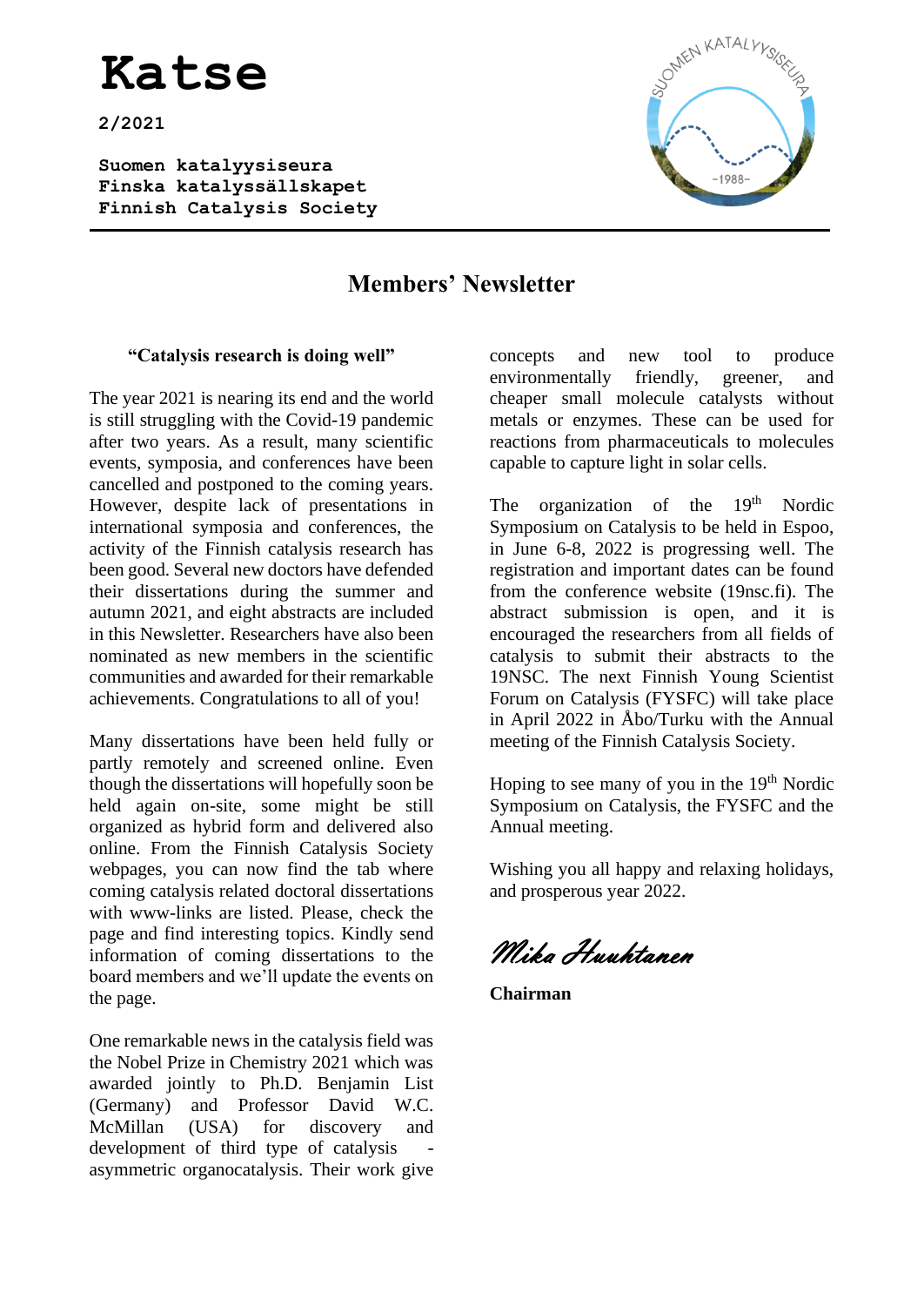# Katse

**2/2021**

**Suomen katalyysiseura**
**Finska katalyssällskapet**
**Finnish Catalysis Society**

## Members' Newsletter

### "Catalysis research is doing well"

The year 2021 is nearing its end and the world is still struggling with the Covid-19 pandemic after two years. As a result, many scientific events, symposia, and conferences have been cancelled and postponed to the coming years. However, despite lack of presentations in international symposia and conferences, the activity of the Finnish catalysis research has been good. Several new doctors have defended their dissertations during the summer and autumn 2021, and eight abstracts are included in this Newsletter. Researchers have also been nominated as new members in the scientific communities and awarded for their remarkable achievements. Congratulations to all of you!

Many dissertations have been held fully or partly remotely and screened online. Even though the dissertations will hopefully soon be held again on-site, some might be still organized as hybrid form and delivered also online. From the Finnish Catalysis Society webpages, you can now find the tab where coming catalysis related doctoral dissertations with www-links are listed. Please, check the page and find interesting topics. Kindly send information of coming dissertations to the board members and we'll update the events on the page.

One remarkable news in the catalysis field was the Nobel Prize in Chemistry 2021 which was awarded jointly to Ph.D. Benjamin List (Germany) and Professor David W.C. McMillan (USA) for discovery and development of third type of catalysis - asymmetric organocatalysis. Their work give concepts and new tool to produce environmentally friendly, greener, and cheaper small molecule catalysts without metals or enzymes. These can be used for reactions from pharmaceuticals to molecules capable to capture light in solar cells.

The organization of the 19th Nordic Symposium on Catalysis to be held in Espoo, in June 6-8, 2022 is progressing well. The registration and important dates can be found from the conference website (19nsc.fi). The abstract submission is open, and it is encouraged the researchers from all fields of catalysis to submit their abstracts to the 19NSC. The next Finnish Young Scientist Forum on Catalysis (FYSFC) will take place in April 2022 in Åbo/Turku with the Annual meeting of the Finnish Catalysis Society.

Hoping to see many of you in the 19th Nordic Symposium on Catalysis, the FYSFC and the Annual meeting.

Wishing you all happy and relaxing holidays, and prosperous year 2022.

*Mika Huuhtanen*

**Chairman**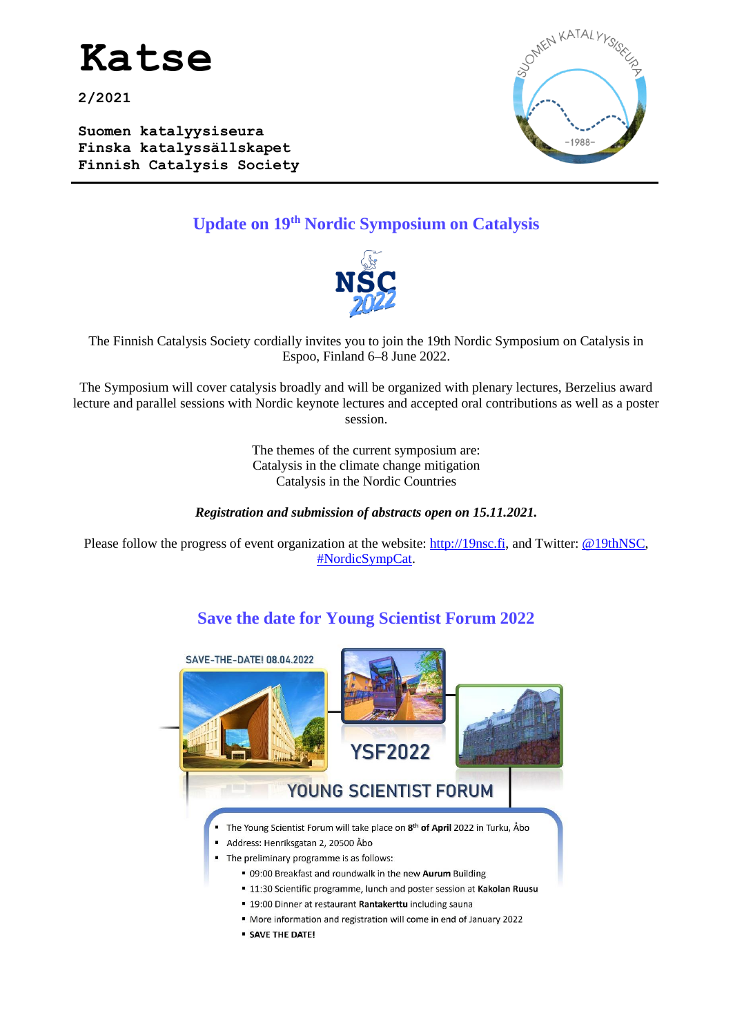# Katse

**2/2021**

**Suomen katalyysiseura**
**Finska katalyssällskapet**
**Finnish Catalysis Society**

## Update on 19th Nordic Symposium on Catalysis

The Finnish Catalysis Society cordially invites you to join the 19th Nordic Symposium on Catalysis in Espoo, Finland 6–8 June 2022.

The Symposium will cover catalysis broadly and will be organized with plenary lectures, Berzelius award lecture and parallel sessions with Nordic keynote lectures and accepted oral contributions as well as a poster session.

The themes of the current symposium are:
Catalysis in the climate change mitigation
Catalysis in the Nordic Countries

***Registration and submission of abstracts open on 15.11.2021.***

Please follow the progress of event organization at the website: http://19nsc.fi, and Twitter: @19thNSC, #NordicSympCat.

## Save the date for Young Scientist Forum 2022

SAVE-THE-DATE! 08.04.2022

YSF2022

YOUNG SCIENTIST FORUM

- The Young Scientist Forum will take place on **8th of April** 2022 in Turku, Åbo
- Address: Henriksgatan 2, 20500 Åbo
- The preliminary programme is as follows:
  - 09:00 Breakfast and roundwalk in the new **Aurum** Building
  - 11:30 Scientific programme, lunch and poster session at **Kakolan Ruusu**
  - 19:00 Dinner at restaurant **Rantakerttu** including sauna
  - More information and registration will come in end of January 2022
  - **SAVE THE DATE!**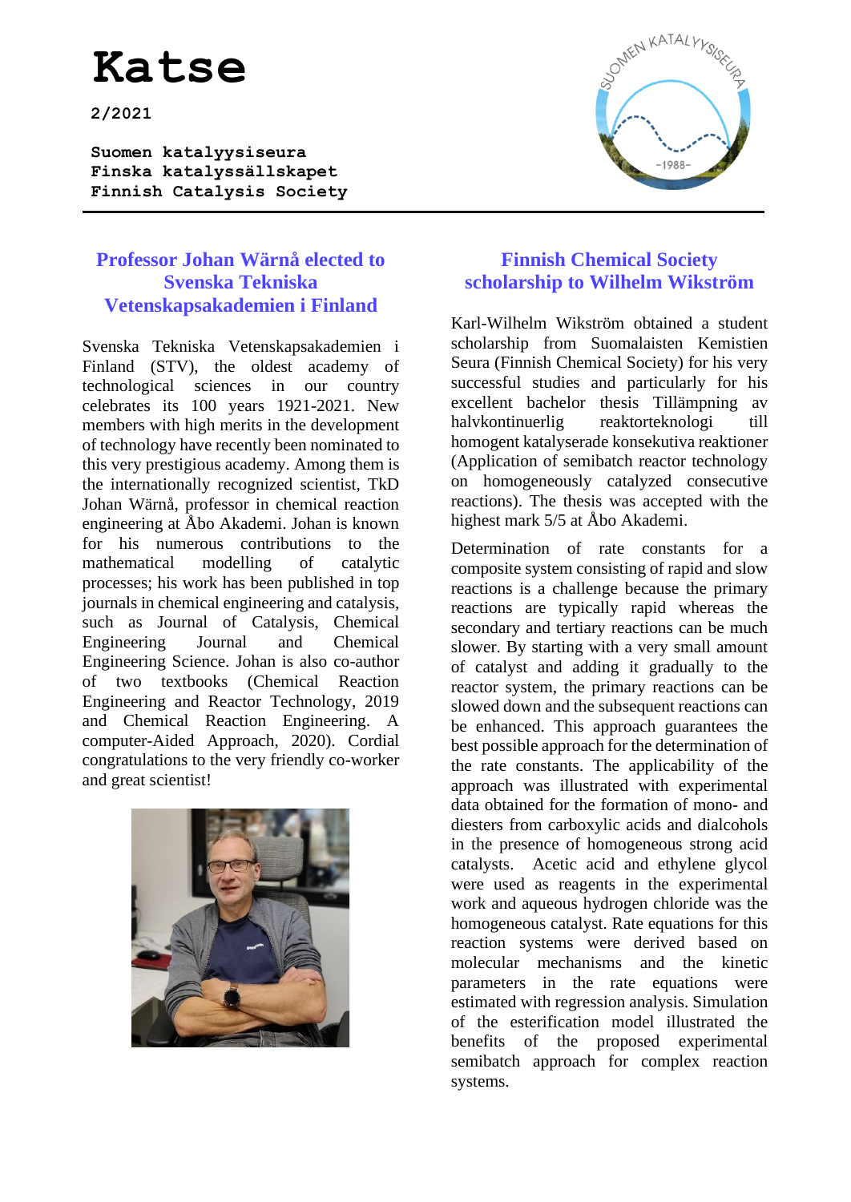# Katse

**2/2021**

**Suomen katalyysiseura**
**Finska katalyssällskapet**
**Finnish Catalysis Society**

## Professor Johan Wärnå elected to Svenska Tekniska Vetenskapsakademien i Finland

Svenska Tekniska Vetenskapsakademien i Finland (STV), the oldest academy of technological sciences in our country celebrates its 100 years 1921-2021. New members with high merits in the development of technology have recently been nominated to this very prestigious academy. Among them is the internationally recognized scientist, TkD Johan Wärnå, professor in chemical reaction engineering at Åbo Akademi. Johan is known for his numerous contributions to the mathematical modelling of catalytic processes; his work has been published in top journals in chemical engineering and catalysis, such as Journal of Catalysis, Chemical Engineering Journal and Chemical Engineering Science. Johan is also co-author of two textbooks (Chemical Reaction Engineering and Reactor Technology, 2019 and Chemical Reaction Engineering. A computer-Aided Approach, 2020). Cordial congratulations to the very friendly co-worker and great scientist!

## Finnish Chemical Society scholarship to Wilhelm Wikström

Karl-Wilhelm Wikström obtained a student scholarship from Suomalaisten Kemistien Seura (Finnish Chemical Society) for his very successful studies and particularly for his excellent bachelor thesis Tillämpning av halvkontinuerlig reaktorteknologi till homogent katalyserade konsekutiva reaktioner (Application of semibatch reactor technology on homogeneously catalyzed consecutive reactions). The thesis was accepted with the highest mark 5/5 at Åbo Akademi.

Determination of rate constants for a composite system consisting of rapid and slow reactions is a challenge because the primary reactions are typically rapid whereas the secondary and tertiary reactions can be much slower. By starting with a very small amount of catalyst and adding it gradually to the reactor system, the primary reactions can be slowed down and the subsequent reactions can be enhanced. This approach guarantees the best possible approach for the determination of the rate constants. The applicability of the approach was illustrated with experimental data obtained for the formation of mono- and diesters from carboxylic acids and dialcohols in the presence of homogeneous strong acid catalysts. Acetic acid and ethylene glycol were used as reagents in the experimental work and aqueous hydrogen chloride was the homogeneous catalyst. Rate equations for this reaction systems were derived based on molecular mechanisms and the kinetic parameters in the rate equations were estimated with regression analysis. Simulation of the esterification model illustrated the benefits of the proposed experimental semibatch approach for complex reaction systems.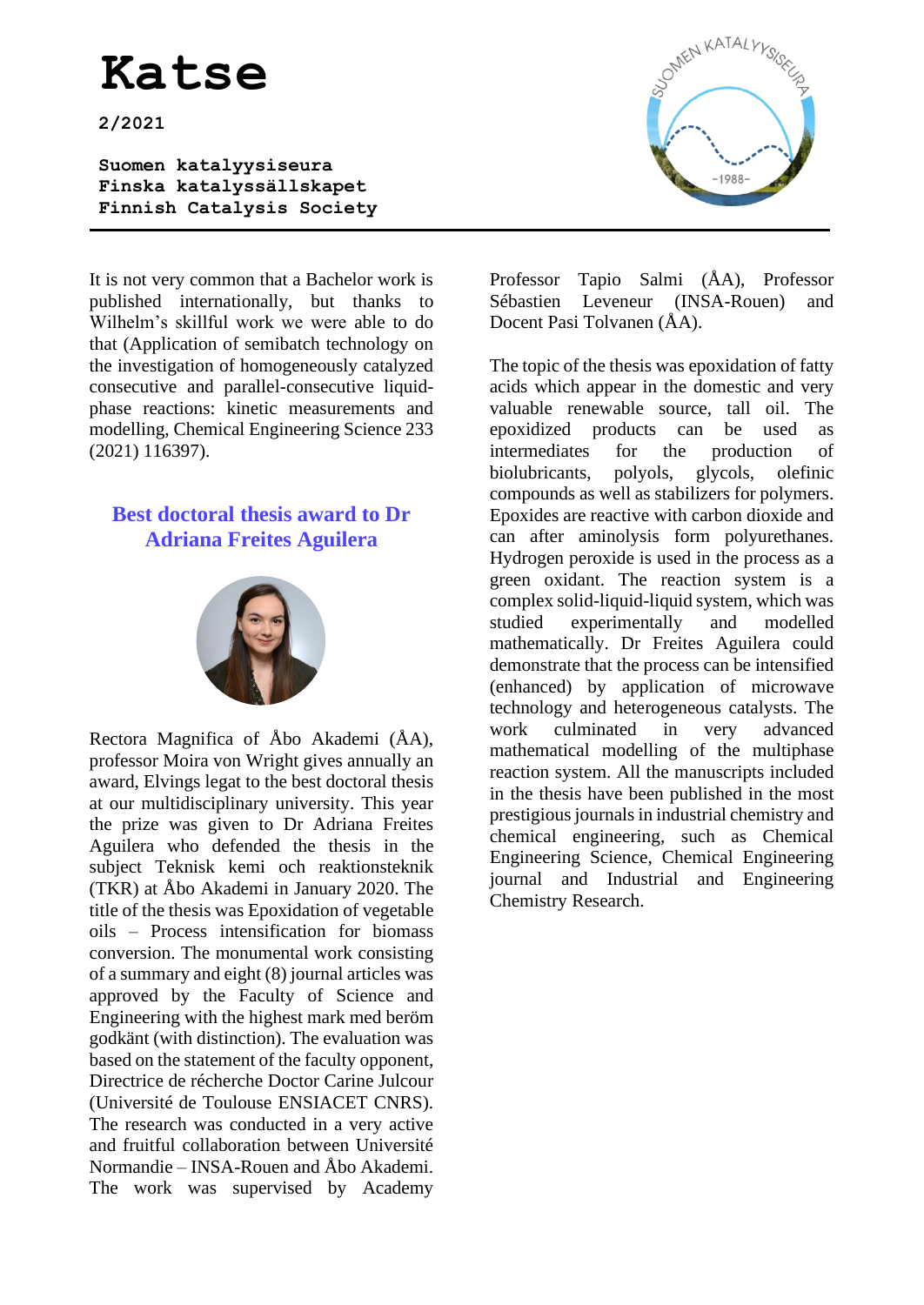# Katse

**2/2021**

**Suomen katalyysiseura**
**Finska katalyssällskapet**
**Finnish Catalysis Society**

---

It is not very common that a Bachelor work is published internationally, but thanks to Wilhelm's skillful work we were able to do that (Application of semibatch technology on the investigation of homogeneously catalyzed consecutive and parallel-consecutive liquid-phase reactions: kinetic measurements and modelling, Chemical Engineering Science 233 (2021) 116397).

## Best doctoral thesis award to Dr Adriana Freites Aguilera

Rectora Magnifica of Åbo Akademi (ÅA), professor Moira von Wright gives annually an award, Elvings legat to the best doctoral thesis at our multidisciplinary university. This year the prize was given to Dr Adriana Freites Aguilera who defended the thesis in the subject Teknisk kemi och reaktionsteknik (TKR) at Åbo Akademi in January 2020. The title of the thesis was Epoxidation of vegetable oils – Process intensification for biomass conversion. The monumental work consisting of a summary and eight (8) journal articles was approved by the Faculty of Science and Engineering with the highest mark med beröm godkänt (with distinction). The evaluation was based on the statement of the faculty opponent, Directrice de récherche Doctor Carine Julcour (Université de Toulouse ENSIACET CNRS). The research was conducted in a very active and fruitful collaboration between Université Normandie – INSA-Rouen and Åbo Akademi. The work was supervised by Academy Professor Tapio Salmi (ÅA), Professor Sébastien Leveneur (INSA-Rouen) and Docent Pasi Tolvanen (ÅA).

The topic of the thesis was epoxidation of fatty acids which appear in the domestic and very valuable renewable source, tall oil. The epoxidized products can be used as intermediates for the production of biolubricants, polyols, glycols, olefinic compounds as well as stabilizers for polymers. Epoxides are reactive with carbon dioxide and can after aminolysis form polyurethanes. Hydrogen peroxide is used in the process as a green oxidant. The reaction system is a complex solid-liquid-liquid system, which was studied experimentally and modelled mathematically. Dr Freites Aguilera could demonstrate that the process can be intensified (enhanced) by application of microwave technology and heterogeneous catalysts. The work culminated in very advanced mathematical modelling of the multiphase reaction system. All the manuscripts included in the thesis have been published in the most prestigious journals in industrial chemistry and chemical engineering, such as Chemical Engineering Science, Chemical Engineering journal and Industrial and Engineering Chemistry Research.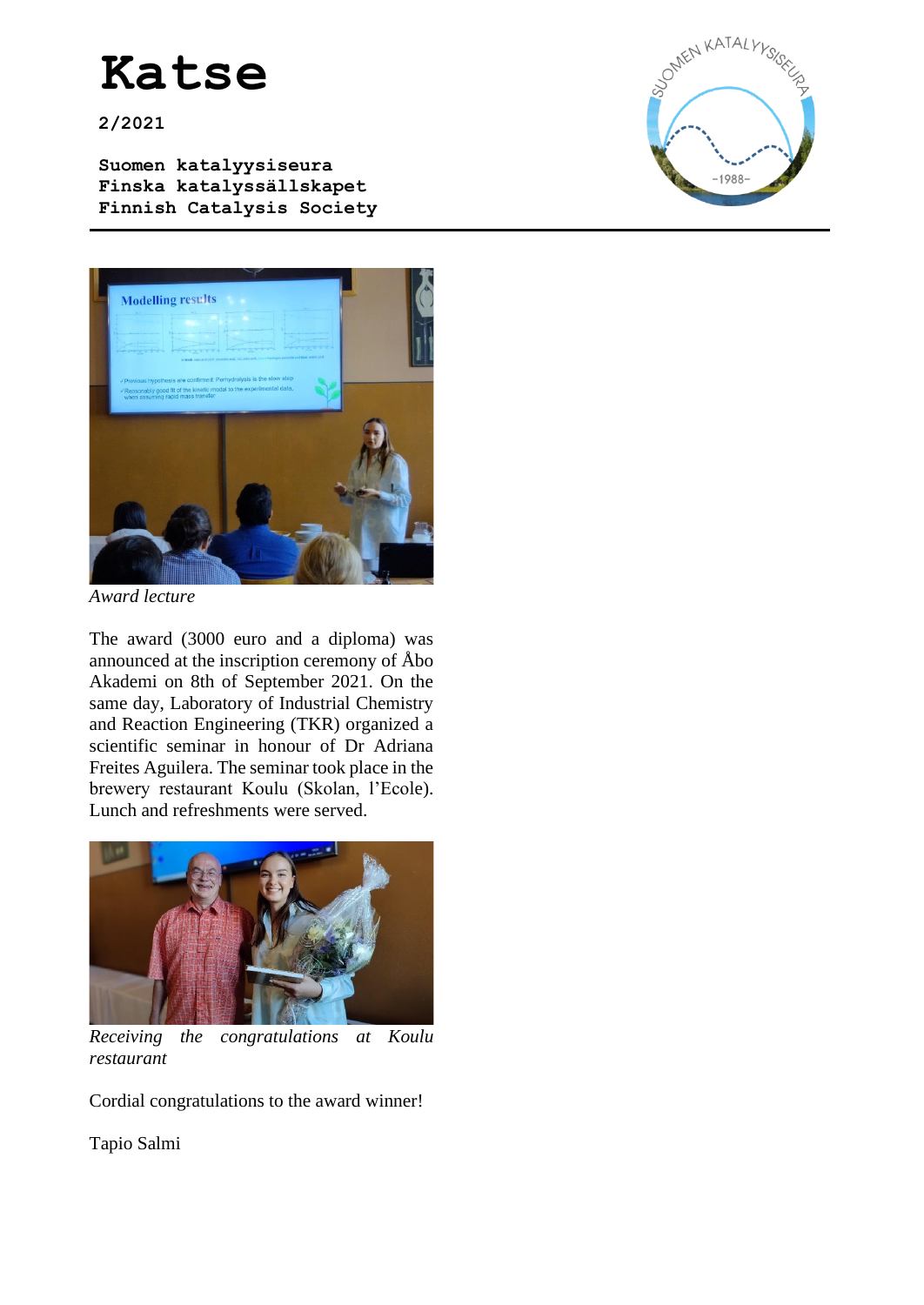*Award lecture*

The award (3000 euro and a diploma) was announced at the inscription ceremony of Åbo Akademi on 8th of September 2021. On the same day, Laboratory of Industrial Chemistry and Reaction Engineering (TKR) organized a scientific seminar in honour of Dr Adriana Freites Aguilera. The seminar took place in the brewery restaurant Koulu (Skolan, l'Ecole). Lunch and refreshments were served.

*Receiving the congratulations at Koulu restaurant*

Cordial congratulations to the award winner!

Tapio Salmi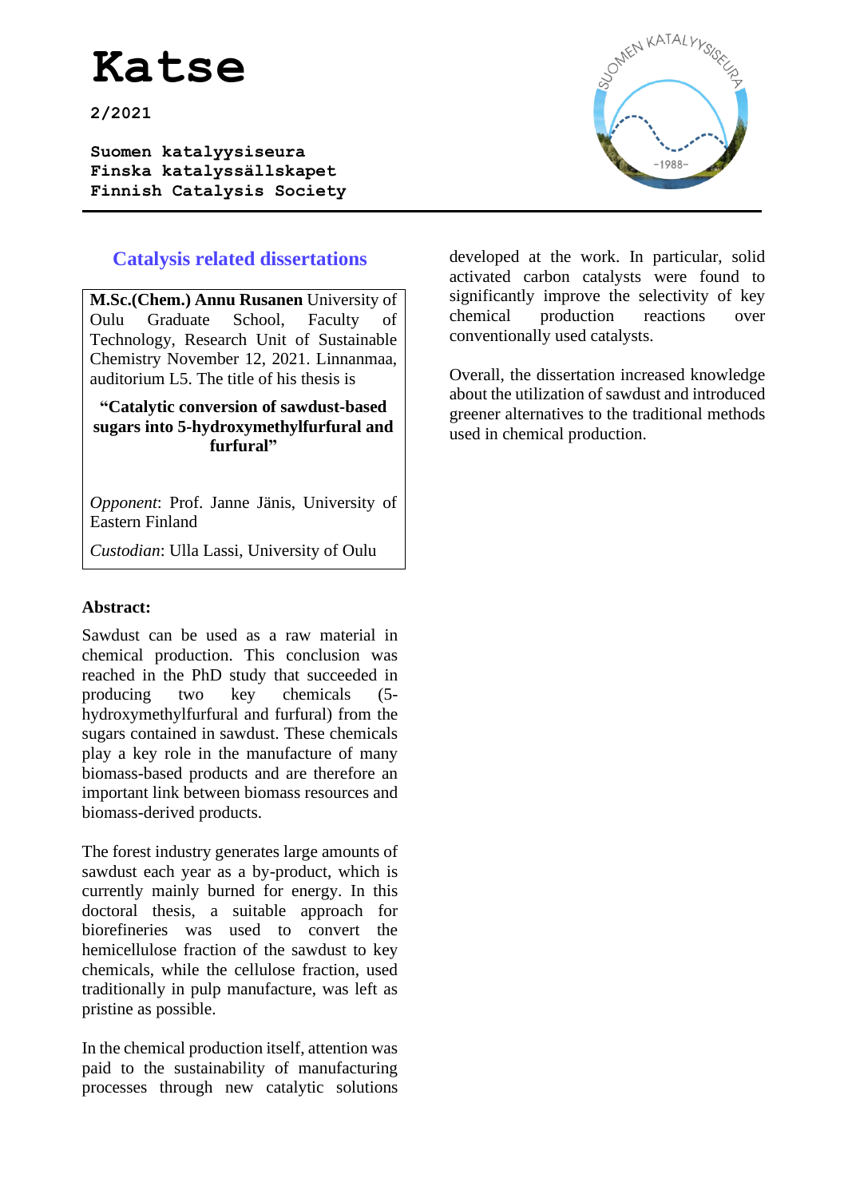# Katse

**2/2021**

**Suomen katalyysiseura**
**Finska katalyssällskapet**
**Finnish Catalysis Society**

## Catalysis related dissertations

**M.Sc.(Chem.) Annu Rusanen** University of Oulu Graduate School, Faculty of Technology, Research Unit of Sustainable Chemistry November 12, 2021. Linnanmaa, auditorium L5. The title of his thesis is

**"Catalytic conversion of sawdust-based sugars into 5-hydroxymethylfurfural and furfural"**

*Opponent*: Prof. Janne Jänis, University of Eastern Finland

*Custodian*: Ulla Lassi, University of Oulu

**Abstract:**

Sawdust can be used as a raw material in chemical production. This conclusion was reached in the PhD study that succeeded in producing two key chemicals (5-hydroxymethylfurfural and furfural) from the sugars contained in sawdust. These chemicals play a key role in the manufacture of many biomass-based products and are therefore an important link between biomass resources and biomass-derived products.

The forest industry generates large amounts of sawdust each year as a by-product, which is currently mainly burned for energy. In this doctoral thesis, a suitable approach for biorefineries was used to convert the hemicellulose fraction of the sawdust to key chemicals, while the cellulose fraction, used traditionally in pulp manufacture, was left as pristine as possible.

In the chemical production itself, attention was paid to the sustainability of manufacturing processes through new catalytic solutions developed at the work. In particular, solid activated carbon catalysts were found to significantly improve the selectivity of key chemical production reactions over conventionally used catalysts.

Overall, the dissertation increased knowledge about the utilization of sawdust and introduced greener alternatives to the traditional methods used in chemical production.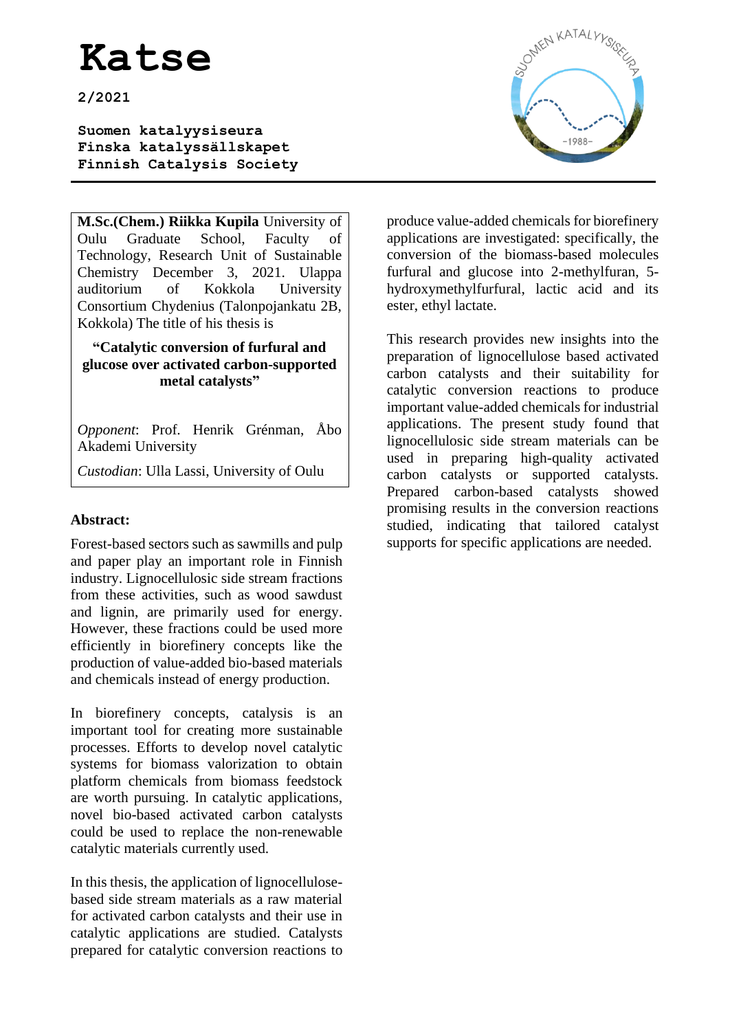# Katse

**2/2021**

**Suomen katalyysiseura**
**Finska katalyssällskapet**
**Finnish Catalysis Society**

---

**M.Sc.(Chem.) Riikka Kupila** University of Oulu Graduate School, Faculty of Technology, Research Unit of Sustainable Chemistry December 3, 2021. Ulappa auditorium of Kokkola University Consortium Chydenius (Talonpojankatu 2B, Kokkola) The title of his thesis is

**"Catalytic conversion of furfural and glucose over activated carbon-supported metal catalysts"**

*Opponent*: Prof. Henrik Grénman, Åbo Akademi University

*Custodian*: Ulla Lassi, University of Oulu

**Abstract:**

Forest-based sectors such as sawmills and pulp and paper play an important role in Finnish industry. Lignocellulosic side stream fractions from these activities, such as wood sawdust and lignin, are primarily used for energy. However, these fractions could be used more efficiently in biorefinery concepts like the production of value-added bio-based materials and chemicals instead of energy production.

In biorefinery concepts, catalysis is an important tool for creating more sustainable processes. Efforts to develop novel catalytic systems for biomass valorization to obtain platform chemicals from biomass feedstock are worth pursuing. In catalytic applications, novel bio-based activated carbon catalysts could be used to replace the non-renewable catalytic materials currently used.

In this thesis, the application of lignocellulose-based side stream materials as a raw material for activated carbon catalysts and their use in catalytic applications are studied. Catalysts prepared for catalytic conversion reactions to produce value-added chemicals for biorefinery applications are investigated: specifically, the conversion of the biomass-based molecules furfural and glucose into 2-methylfuran, 5-hydroxymethylfurfural, lactic acid and its ester, ethyl lactate.

This research provides new insights into the preparation of lignocellulose based activated carbon catalysts and their suitability for catalytic conversion reactions to produce important value-added chemicals for industrial applications. The present study found that lignocellulosic side stream materials can be used in preparing high-quality activated carbon catalysts or supported catalysts. Prepared carbon-based catalysts showed promising results in the conversion reactions studied, indicating that tailored catalyst supports for specific applications are needed.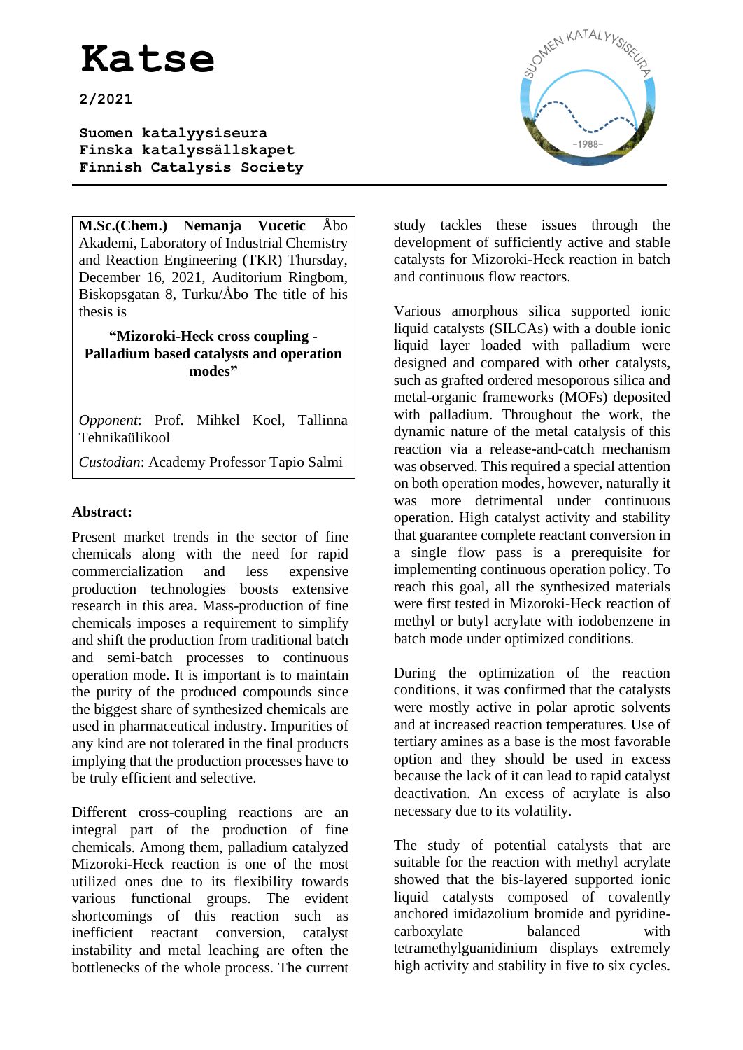**M.Sc.(Chem.) Nemanja Vucetic** Åbo Akademi, Laboratory of Industrial Chemistry and Reaction Engineering (TKR) Thursday, December 16, 2021, Auditorium Ringbom, Biskopsgatan 8, Turku/Åbo The title of his thesis is

**"Mizoroki-Heck cross coupling - Palladium based catalysts and operation modes"**

*Opponent*: Prof. Mihkel Koel, Tallinna Tehnikaülikool

*Custodian*: Academy Professor Tapio Salmi

**Abstract:**

Present market trends in the sector of fine chemicals along with the need for rapid commercialization and less expensive production technologies boosts extensive research in this area. Mass-production of fine chemicals imposes a requirement to simplify and shift the production from traditional batch and semi-batch processes to continuous operation mode. It is important is to maintain the purity of the produced compounds since the biggest share of synthesized chemicals are used in pharmaceutical industry. Impurities of any kind are not tolerated in the final products implying that the production processes have to be truly efficient and selective.

Different cross-coupling reactions are an integral part of the production of fine chemicals. Among them, palladium catalyzed Mizoroki-Heck reaction is one of the most utilized ones due to its flexibility towards various functional groups. The evident shortcomings of this reaction such as inefficient reactant conversion, catalyst instability and metal leaching are often the bottlenecks of the whole process. The current study tackles these issues through the development of sufficiently active and stable catalysts for Mizoroki-Heck reaction in batch and continuous flow reactors.

Various amorphous silica supported ionic liquid catalysts (SILCAs) with a double ionic liquid layer loaded with palladium were designed and compared with other catalysts, such as grafted ordered mesoporous silica and metal-organic frameworks (MOFs) deposited with palladium. Throughout the work, the dynamic nature of the metal catalysis of this reaction via a release-and-catch mechanism was observed. This required a special attention on both operation modes, however, naturally it was more detrimental under continuous operation. High catalyst activity and stability that guarantee complete reactant conversion in a single flow pass is a prerequisite for implementing continuous operation policy. To reach this goal, all the synthesized materials were first tested in Mizoroki-Heck reaction of methyl or butyl acrylate with iodobenzene in batch mode under optimized conditions.

During the optimization of the reaction conditions, it was confirmed that the catalysts were mostly active in polar aprotic solvents and at increased reaction temperatures. Use of tertiary amines as a base is the most favorable option and they should be used in excess because the lack of it can lead to rapid catalyst deactivation. An excess of acrylate is also necessary due to its volatility.

The study of potential catalysts that are suitable for the reaction with methyl acrylate showed that the bis-layered supported ionic liquid catalysts composed of covalently anchored imidazolium bromide and pyridine-carboxylate balanced with tetramethylguanidinium displays extremely high activity and stability in five to six cycles.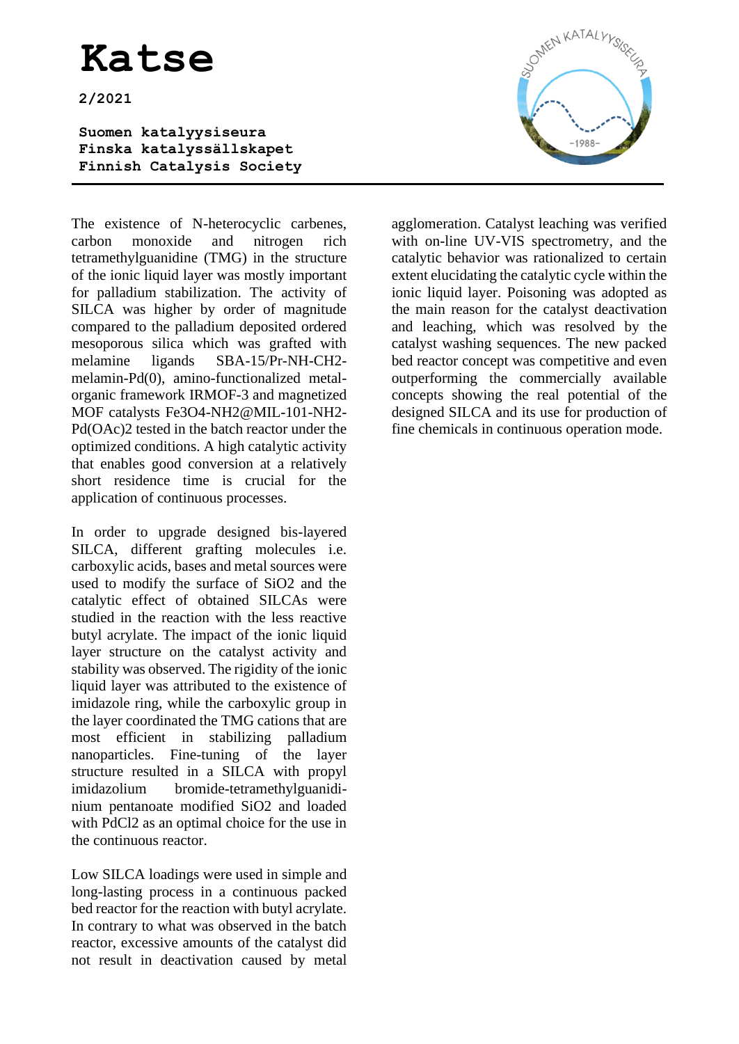The existence of N-heterocyclic carbenes, carbon monoxide and nitrogen rich tetramethylguanidine (TMG) in the structure of the ionic liquid layer was mostly important for palladium stabilization. The activity of SILCA was higher by order of magnitude compared to the palladium deposited ordered mesoporous silica which was grafted with melamine ligands SBA-15/Pr-NH-CH2-melamin-Pd(0), amino-functionalized metal-organic framework IRMOF-3 and magnetized MOF catalysts $Fe_3O_4$-$NH_2$@MIL-101-$NH_2$-$Pd(OAc)_2$ tested in the batch reactor under the optimized conditions. A high catalytic activity that enables good conversion at a relatively short residence time is crucial for the application of continuous processes.

In order to upgrade designed bis-layered SILCA, different grafting molecules i.e. carboxylic acids, bases and metal sources were used to modify the surface of $SiO_2$ and the catalytic effect of obtained SILCAs were studied in the reaction with the less reactive butyl acrylate. The impact of the ionic liquid layer structure on the catalyst activity and stability was observed. The rigidity of the ionic liquid layer was attributed to the existence of imidazole ring, while the carboxylic group in the layer coordinated the TMG cations that are most efficient in stabilizing palladium nanoparticles. Fine-tuning of the layer structure resulted in a SILCA with propyl imidazolium bromide-tetramethylguanidinium pentanoate modified $SiO_2$ and loaded with $PdCl_2$ as an optimal choice for the use in the continuous reactor.

Low SILCA loadings were used in simple and long-lasting process in a continuous packed bed reactor for the reaction with butyl acrylate. In contrary to what was observed in the batch reactor, excessive amounts of the catalyst did not result in deactivation caused by metal agglomeration. Catalyst leaching was verified with on-line UV-VIS spectrometry, and the catalytic behavior was rationalized to certain extent elucidating the catalytic cycle within the ionic liquid layer. Poisoning was adopted as the main reason for the catalyst deactivation and leaching, which was resolved by the catalyst washing sequences. The new packed bed reactor concept was competitive and even outperforming the commercially available concepts showing the real potential of the designed SILCA and its use for production of fine chemicals in continuous operation mode.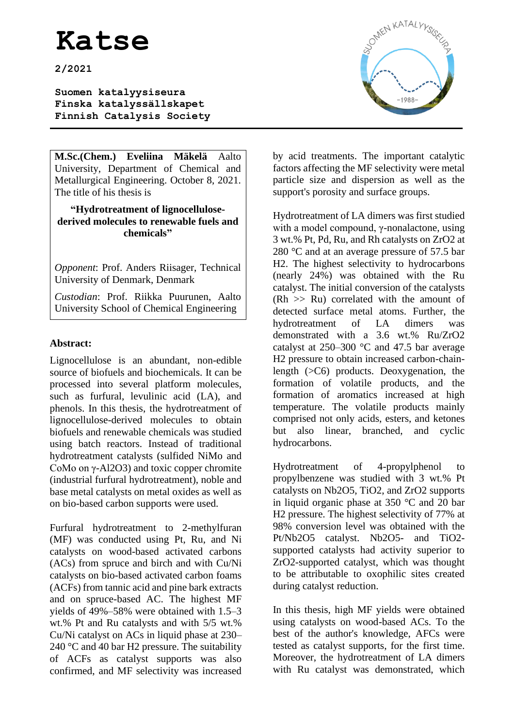**M.Sc.(Chem.) Eveliina Mäkelä** Aalto University, Department of Chemical and Metallurgical Engineering. October 8, 2021. The title of his thesis is

**"Hydrotreatment of lignocellulose-derived molecules to renewable fuels and chemicals"**

*Opponent*: Prof. Anders Riisager, Technical University of Denmark, Denmark

*Custodian*: Prof. Riikka Puurunen, Aalto University School of Chemical Engineering

**Abstract:**

Lignocellulose is an abundant, non-edible source of biofuels and biochemicals. It can be processed into several platform molecules, such as furfural, levulinic acid (LA), and phenols. In this thesis, the hydrotreatment of lignocellulose-derived molecules to obtain biofuels and renewable chemicals was studied using batch reactors. Instead of traditional hydrotreatment catalysts (sulfided NiMo and CoMo on γ-$Al_2O_3$) and toxic copper chromite (industrial furfural hydrotreatment), noble and base metal catalysts on metal oxides as well as on bio-based carbon supports were used.

Furfural hydrotreatment to 2-methylfuran (MF) was conducted using Pt, Ru, and Ni catalysts on wood-based activated carbons (ACs) from spruce and birch and with Cu/Ni catalysts on bio-based activated carbon foams (ACFs) from tannic acid and pine bark extracts and on spruce-based AC. The highest MF yields of 49%–58% were obtained with 1.5–3 wt.% Pt and Ru catalysts and with 5/5 wt.% Cu/Ni catalyst on ACs in liquid phase at 230–240 °C and 40 bar $H_2$ pressure. The suitability of ACFs as catalyst supports was also confirmed, and MF selectivity was increased by acid treatments. The important catalytic factors affecting the MF selectivity were metal particle size and dispersion as well as the support's porosity and surface groups.

Hydrotreatment of LA dimers was first studied with a model compound, γ-nonalactone, using 3 wt.% Pt, Pd, Ru, and Rh catalysts on $ZrO_2$ at 280 °C and at an average pressure of 57.5 bar $H_2$. The highest selectivity to hydrocarbons (nearly 24%) was obtained with the Ru catalyst. The initial conversion of the catalysts (Rh >> Ru) correlated with the amount of detected surface metal atoms. Further, the hydrotreatment of LA dimers was demonstrated with a 3.6 wt.% Ru/$ZrO_2$ catalyst at 250–300 °C and 47.5 bar average $H_2$ pressure to obtain increased carbon-chain-length (>C6) products. Deoxygenation, the formation of volatile products, and the formation of aromatics increased at high temperature. The volatile products mainly comprised not only acids, esters, and ketones but also linear, branched, and cyclic hydrocarbons.

Hydrotreatment of 4-propylphenol to propylbenzene was studied with 3 wt.% Pt catalysts on $Nb_2O_5$, $TiO_2$, and $ZrO_2$ supports in liquid organic phase at 350 °C and 20 bar $H_2$ pressure. The highest selectivity of 77% at 98% conversion level was obtained with the Pt/$Nb_2O_5$ catalyst. $Nb_2O_5$- and $TiO_2$-supported catalysts had activity superior to $ZrO_2$-supported catalyst, which was thought to be attributable to oxophilic sites created during catalyst reduction.

In this thesis, high MF yields were obtained using catalysts on wood-based ACs. To the best of the author's knowledge, AFCs were tested as catalyst supports, for the first time. Moreover, the hydrotreatment of LA dimers with Ru catalyst was demonstrated, which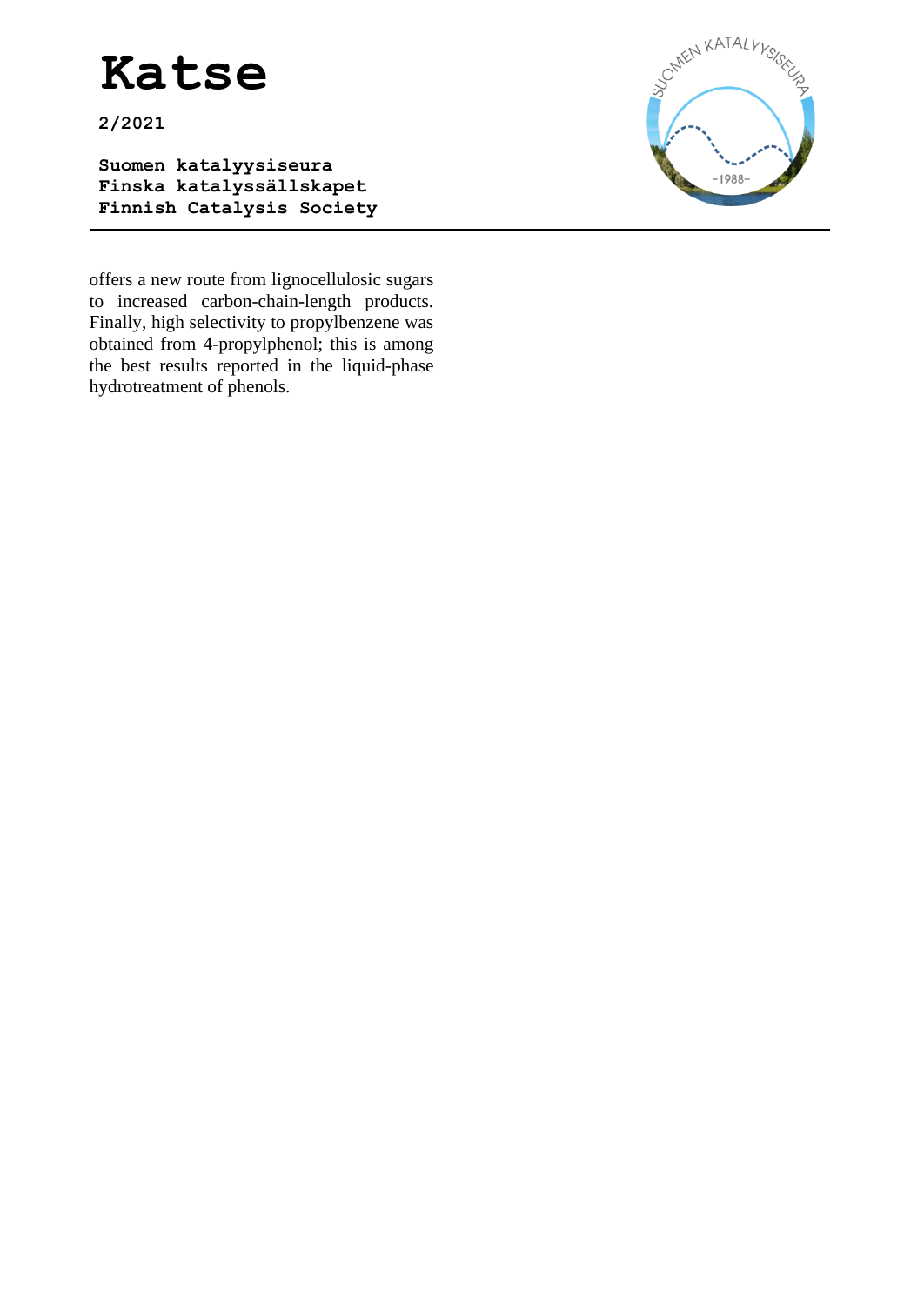offers a new route from lignocellulosic sugars to increased carbon-chain-length products. Finally, high selectivity to propylbenzene was obtained from 4-propylphenol; this is among the best results reported in the liquid-phase hydrotreatment of phenols.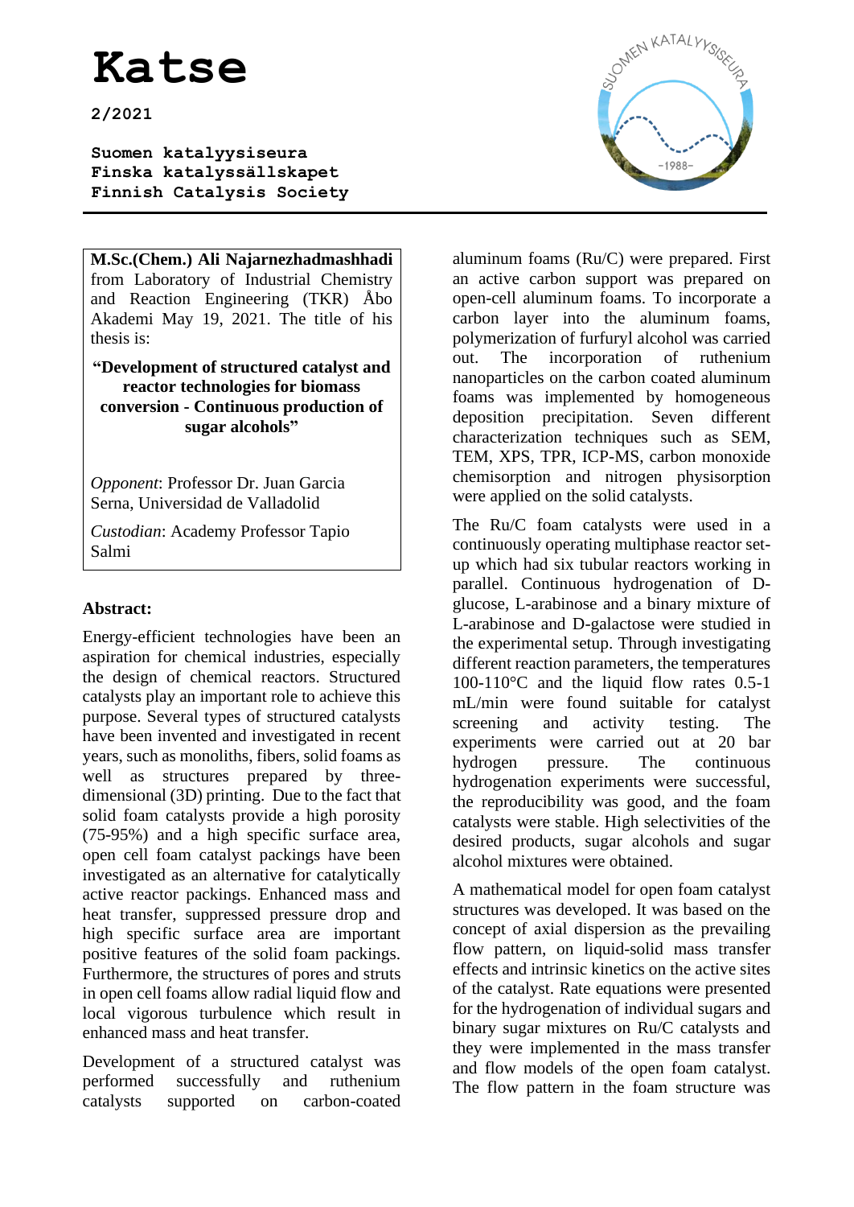# Katse

**2/2021**

**Suomen katalyysiseura**
**Finska katalyssällskapet**
**Finnish Catalysis Society**

---

**M.Sc.(Chem.) Ali Najarnezhadmashhadi** from Laboratory of Industrial Chemistry and Reaction Engineering (TKR) Åbo Akademi May 19, 2021. The title of his thesis is:

**"Development of structured catalyst and reactor technologies for biomass conversion - Continuous production of sugar alcohols"**

*Opponent*: Professor Dr. Juan Garcia Serna, Universidad de Valladolid

*Custodian*: Academy Professor Tapio Salmi

**Abstract:**

Energy-efficient technologies have been an aspiration for chemical industries, especially the design of chemical reactors. Structured catalysts play an important role to achieve this purpose. Several types of structured catalysts have been invented and investigated in recent years, such as monoliths, fibers, solid foams as well as structures prepared by three-dimensional (3D) printing. Due to the fact that solid foam catalysts provide a high porosity (75-95%) and a high specific surface area, open cell foam catalyst packings have been investigated as an alternative for catalytically active reactor packings. Enhanced mass and heat transfer, suppressed pressure drop and high specific surface area are important positive features of the solid foam packings. Furthermore, the structures of pores and struts in open cell foams allow radial liquid flow and local vigorous turbulence which result in enhanced mass and heat transfer.

Development of a structured catalyst was performed successfully and ruthenium catalysts supported on carbon-coated aluminum foams (Ru/C) were prepared. First an active carbon support was prepared on open-cell aluminum foams. To incorporate a carbon layer into the aluminum foams, polymerization of furfuryl alcohol was carried out. The incorporation of ruthenium nanoparticles on the carbon coated aluminum foams was implemented by homogeneous deposition precipitation. Seven different characterization techniques such as SEM, TEM, XPS, TPR, ICP-MS, carbon monoxide chemisorption and nitrogen physisorption were applied on the solid catalysts.

The Ru/C foam catalysts were used in a continuously operating multiphase reactor set-up which had six tubular reactors working in parallel. Continuous hydrogenation of D-glucose, L-arabinose and a binary mixture of L-arabinose and D-galactose were studied in the experimental setup. Through investigating different reaction parameters, the temperatures 100-110°C and the liquid flow rates 0.5-1 mL/min were found suitable for catalyst screening and activity testing. The experiments were carried out at 20 bar hydrogen pressure. The continuous hydrogenation experiments were successful, the reproducibility was good, and the foam catalysts were stable. High selectivities of the desired products, sugar alcohols and sugar alcohol mixtures were obtained.

A mathematical model for open foam catalyst structures was developed. It was based on the concept of axial dispersion as the prevailing flow pattern, on liquid-solid mass transfer effects and intrinsic kinetics on the active sites of the catalyst. Rate equations were presented for the hydrogenation of individual sugars and binary sugar mixtures on Ru/C catalysts and they were implemented in the mass transfer and flow models of the open foam catalyst. The flow pattern in the foam structure was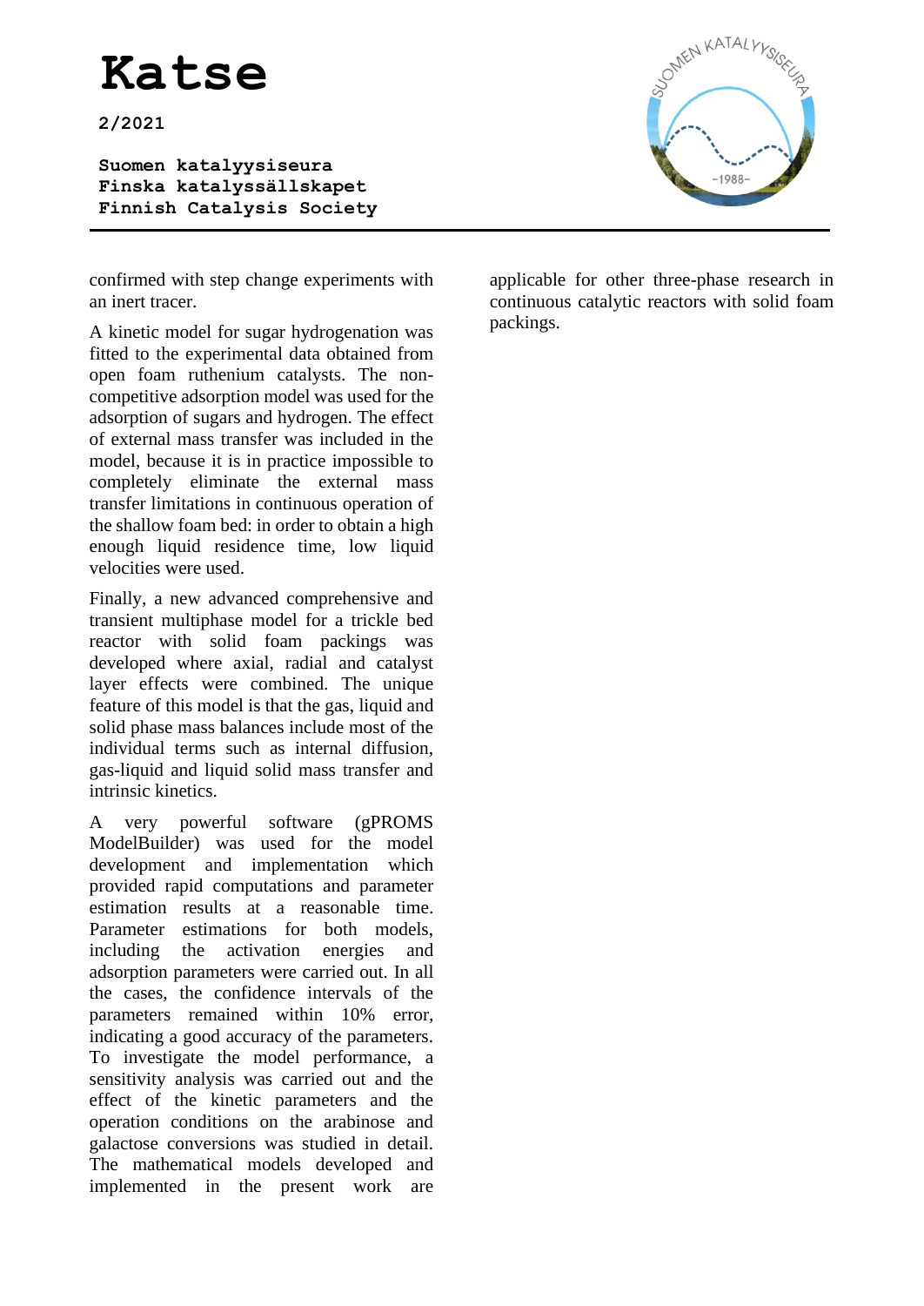confirmed with step change experiments with an inert tracer.

A kinetic model for sugar hydrogenation was fitted to the experimental data obtained from open foam ruthenium catalysts. The non-competitive adsorption model was used for the adsorption of sugars and hydrogen. The effect of external mass transfer was included in the model, because it is in practice impossible to completely eliminate the external mass transfer limitations in continuous operation of the shallow foam bed: in order to obtain a high enough liquid residence time, low liquid velocities were used.

Finally, a new advanced comprehensive and transient multiphase model for a trickle bed reactor with solid foam packings was developed where axial, radial and catalyst layer effects were combined. The unique feature of this model is that the gas, liquid and solid phase mass balances include most of the individual terms such as internal diffusion, gas-liquid and liquid solid mass transfer and intrinsic kinetics.

A very powerful software (gPROMS ModelBuilder) was used for the model development and implementation which provided rapid computations and parameter estimation results at a reasonable time. Parameter estimations for both models, including the activation energies and adsorption parameters were carried out. In all the cases, the confidence intervals of the parameters remained within 10% error, indicating a good accuracy of the parameters. To investigate the model performance, a sensitivity analysis was carried out and the effect of the kinetic parameters and the operation conditions on the arabinose and galactose conversions was studied in detail. The mathematical models developed and implemented in the present work are applicable for other three-phase research in continuous catalytic reactors with solid foam packings.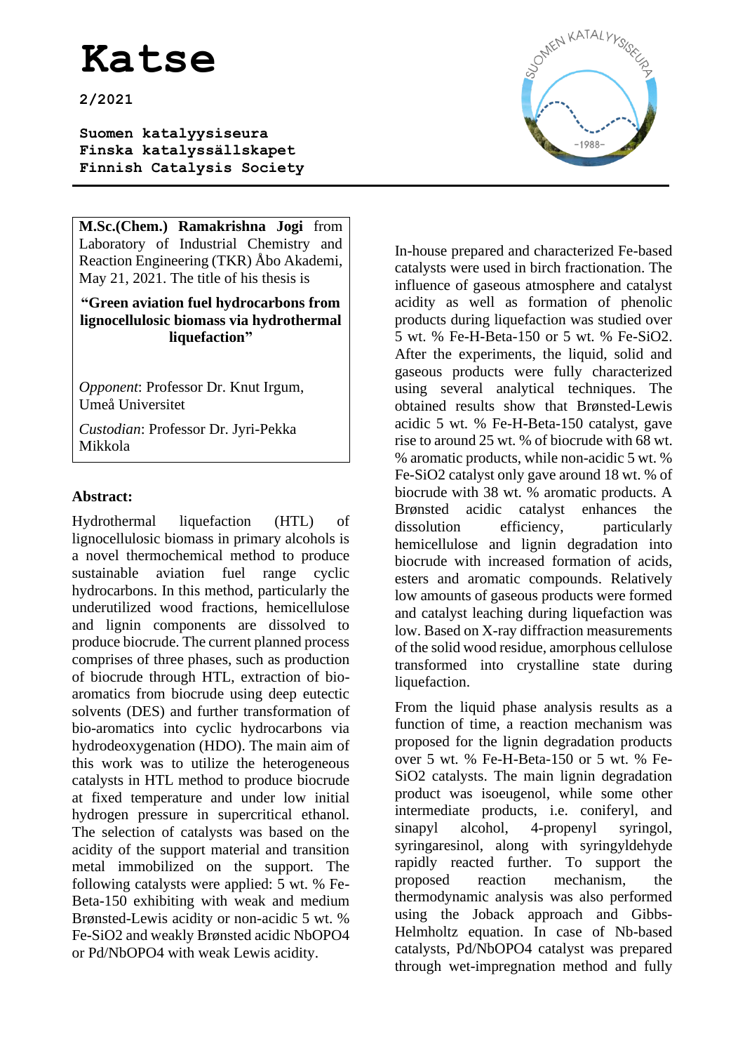**M.Sc.(Chem.) Ramakrishna Jogi** from Laboratory of Industrial Chemistry and Reaction Engineering (TKR) Åbo Akademi, May 21, 2021. The title of his thesis is

**"Green aviation fuel hydrocarbons from lignocellulosic biomass via hydrothermal liquefaction"**

*Opponent*: Professor Dr. Knut Irgum, Umeå Universitet

*Custodian*: Professor Dr. Jyri-Pekka Mikkola

**Abstract:**

Hydrothermal liquefaction (HTL) of lignocellulosic biomass in primary alcohols is a novel thermochemical method to produce sustainable aviation fuel range cyclic hydrocarbons. In this method, particularly the underutilized wood fractions, hemicellulose and lignin components are dissolved to produce biocrude. The current planned process comprises of three phases, such as production of biocrude through HTL, extraction of bio-aromatics from biocrude using deep eutectic solvents (DES) and further transformation of bio-aromatics into cyclic hydrocarbons via hydrodeoxygenation (HDO). The main aim of this work was to utilize the heterogeneous catalysts in HTL method to produce biocrude at fixed temperature and under low initial hydrogen pressure in supercritical ethanol. The selection of catalysts was based on the acidity of the support material and transition metal immobilized on the support. The following catalysts were applied: 5 wt. % Fe-Beta-150 exhibiting with weak and medium Brønsted-Lewis acidity or non-acidic 5 wt. % Fe-SiO2 and weakly Brønsted acidic NbOPO4 or Pd/NbOPO4 with weak Lewis acidity.

In-house prepared and characterized Fe-based catalysts were used in birch fractionation. The influence of gaseous atmosphere and catalyst acidity as well as formation of phenolic products during liquefaction was studied over 5 wt. % Fe-H-Beta-150 or 5 wt. % Fe-SiO2. After the experiments, the liquid, solid and gaseous products were fully characterized using several analytical techniques. The obtained results show that Brønsted-Lewis acidic 5 wt. % Fe-H-Beta-150 catalyst, gave rise to around 25 wt. % of biocrude with 68 wt. % aromatic products, while non-acidic 5 wt. % Fe-SiO2 catalyst only gave around 18 wt. % of biocrude with 38 wt. % aromatic products. A Brønsted acidic catalyst enhances the dissolution efficiency, particularly hemicellulose and lignin degradation into biocrude with increased formation of acids, esters and aromatic compounds. Relatively low amounts of gaseous products were formed and catalyst leaching during liquefaction was low. Based on X-ray diffraction measurements of the solid wood residue, amorphous cellulose transformed into crystalline state during liquefaction.

From the liquid phase analysis results as a function of time, a reaction mechanism was proposed for the lignin degradation products over 5 wt. % Fe-H-Beta-150 or 5 wt. % Fe-SiO2 catalysts. The main lignin degradation product was isoeugenol, while some other intermediate products, i.e. coniferyl, and sinapyl alcohol, 4-propenyl syringol, syringaresinol, along with syringyldehyde rapidly reacted further. To support the proposed reaction mechanism, the thermodynamic analysis was also performed using the Joback approach and Gibbs-Helmholtz equation. In case of Nb-based catalysts, Pd/NbOPO4 catalyst was prepared through wet-impregnation method and fully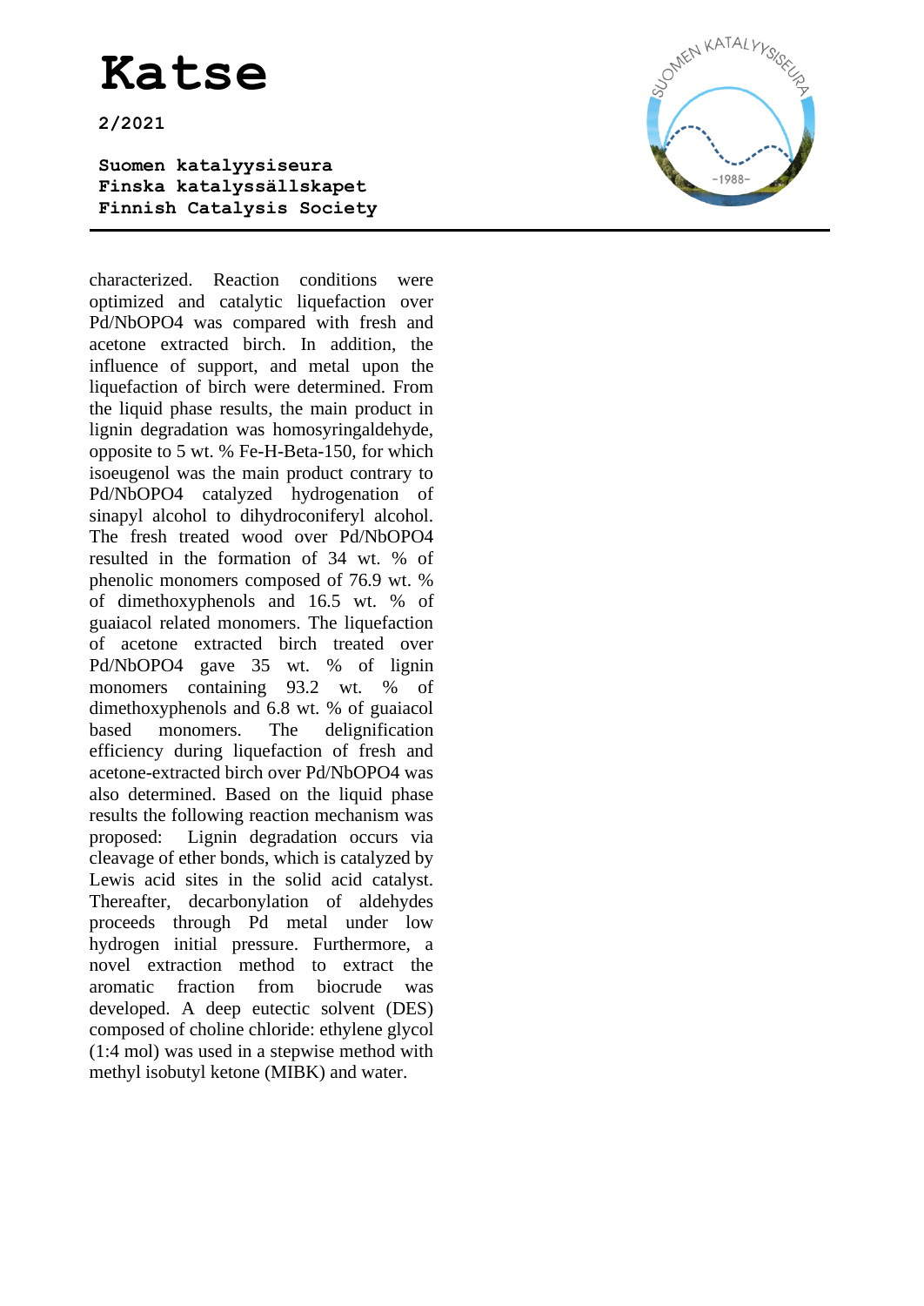characterized. Reaction conditions were optimized and catalytic liquefaction over Pd/NbOPO4 was compared with fresh and acetone extracted birch. In addition, the influence of support, and metal upon the liquefaction of birch were determined. From the liquid phase results, the main product in lignin degradation was homosyringaldehyde, opposite to 5 wt. % Fe-H-Beta-150, for which isoeugenol was the main product contrary to Pd/NbOPO4 catalyzed hydrogenation of sinapyl alcohol to dihydroconiferyl alcohol. The fresh treated wood over Pd/NbOPO4 resulted in the formation of 34 wt. % of phenolic monomers composed of 76.9 wt. % of dimethoxyphenols and 16.5 wt. % of guaiacol related monomers. The liquefaction of acetone extracted birch treated over Pd/NbOPO4 gave 35 wt. % of lignin monomers containing 93.2 wt. % of dimethoxyphenols and 6.8 wt. % of guaiacol based monomers. The delignification efficiency during liquefaction of fresh and acetone-extracted birch over Pd/NbOPO4 was also determined. Based on the liquid phase results the following reaction mechanism was proposed: Lignin degradation occurs via cleavage of ether bonds, which is catalyzed by Lewis acid sites in the solid acid catalyst. Thereafter, decarbonylation of aldehydes proceeds through Pd metal under low hydrogen initial pressure. Furthermore, a novel extraction method to extract the aromatic fraction from biocrude was developed. A deep eutectic solvent (DES) composed of choline chloride: ethylene glycol (1:4 mol) was used in a stepwise method with methyl isobutyl ketone (MIBK) and water.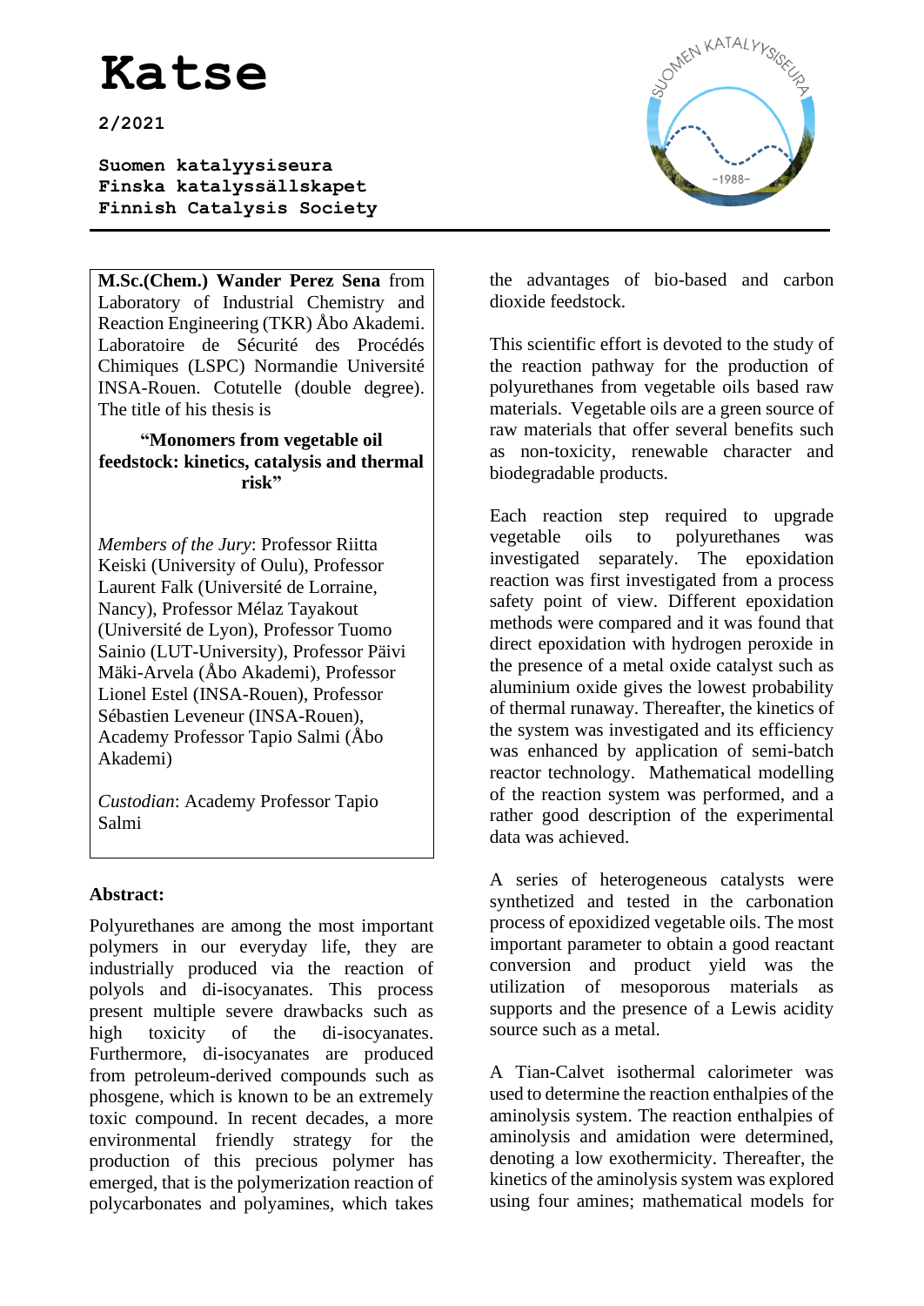# Katse

**2/2021**

**Suomen katalyysiseura**
**Finska katalyssällskapet**
**Finnish Catalysis Society**

---

**M.Sc.(Chem.) Wander Perez Sena** from Laboratory of Industrial Chemistry and Reaction Engineering (TKR) Åbo Akademi. Laboratoire de Sécurité des Procédés Chimiques (LSPC) Normandie Université INSA-Rouen. Cotutelle (double degree). The title of his thesis is

**"Monomers from vegetable oil feedstock: kinetics, catalysis and thermal risk"**

*Members of the Jury*: Professor Riitta Keiski (University of Oulu), Professor Laurent Falk (Université de Lorraine, Nancy), Professor Mélaz Tayakout (Université de Lyon), Professor Tuomo Sainio (LUT-University), Professor Päivi Mäki-Arvela (Åbo Akademi), Professor Lionel Estel (INSA-Rouen), Professor Sébastien Leveneur (INSA-Rouen), Academy Professor Tapio Salmi (Åbo Akademi)

*Custodian*: Academy Professor Tapio Salmi

**Abstract:**

Polyurethanes are among the most important polymers in our everyday life, they are industrially produced via the reaction of polyols and di-isocyanates. This process present multiple severe drawbacks such as high toxicity of the di-isocyanates. Furthermore, di-isocyanates are produced from petroleum-derived compounds such as phosgene, which is known to be an extremely toxic compound. In recent decades, a more environmental friendly strategy for the production of this precious polymer has emerged, that is the polymerization reaction of polycarbonates and polyamines, which takes the advantages of bio-based and carbon dioxide feedstock.

This scientific effort is devoted to the study of the reaction pathway for the production of polyurethanes from vegetable oils based raw materials. Vegetable oils are a green source of raw materials that offer several benefits such as non-toxicity, renewable character and biodegradable products.

Each reaction step required to upgrade vegetable oils to polyurethanes was investigated separately. The epoxidation reaction was first investigated from a process safety point of view. Different epoxidation methods were compared and it was found that direct epoxidation with hydrogen peroxide in the presence of a metal oxide catalyst such as aluminium oxide gives the lowest probability of thermal runaway. Thereafter, the kinetics of the system was investigated and its efficiency was enhanced by application of semi-batch reactor technology. Mathematical modelling of the reaction system was performed, and a rather good description of the experimental data was achieved.

A series of heterogeneous catalysts were synthetized and tested in the carbonation process of epoxidized vegetable oils. The most important parameter to obtain a good reactant conversion and product yield was the utilization of mesoporous materials as supports and the presence of a Lewis acidity source such as a metal.

A Tian-Calvet isothermal calorimeter was used to determine the reaction enthalpies of the aminolysis system. The reaction enthalpies of aminolysis and amidation were determined, denoting a low exothermicity. Thereafter, the kinetics of the aminolysis system was explored using four amines; mathematical models for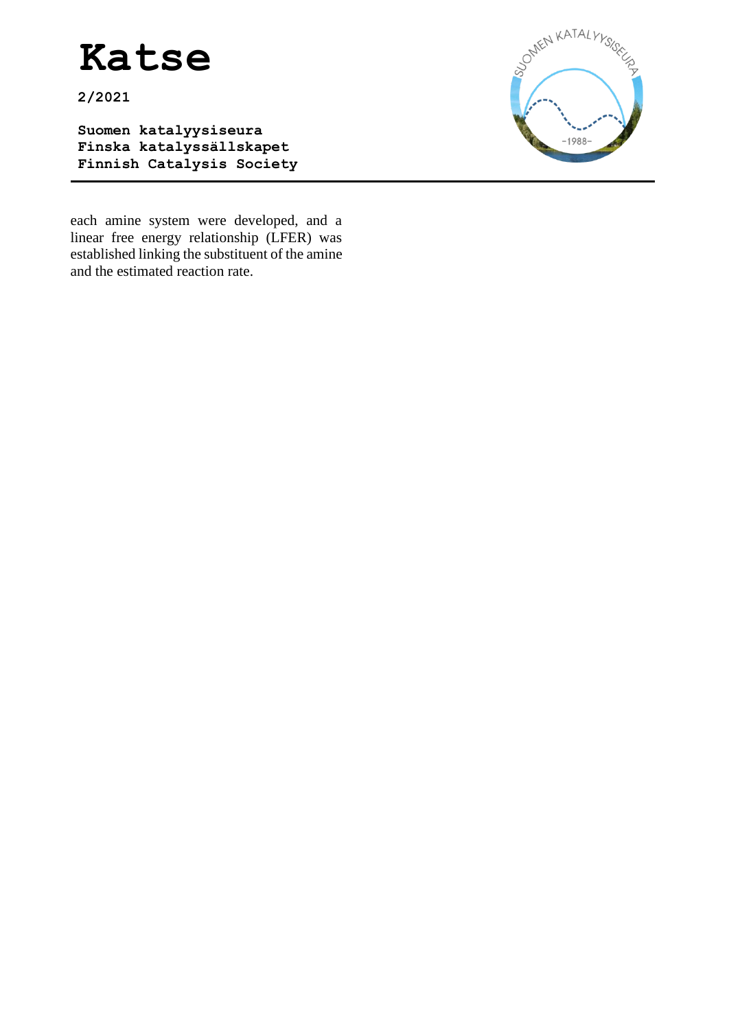each amine system were developed, and a linear free energy relationship (LFER) was established linking the substituent of the amine and the estimated reaction rate.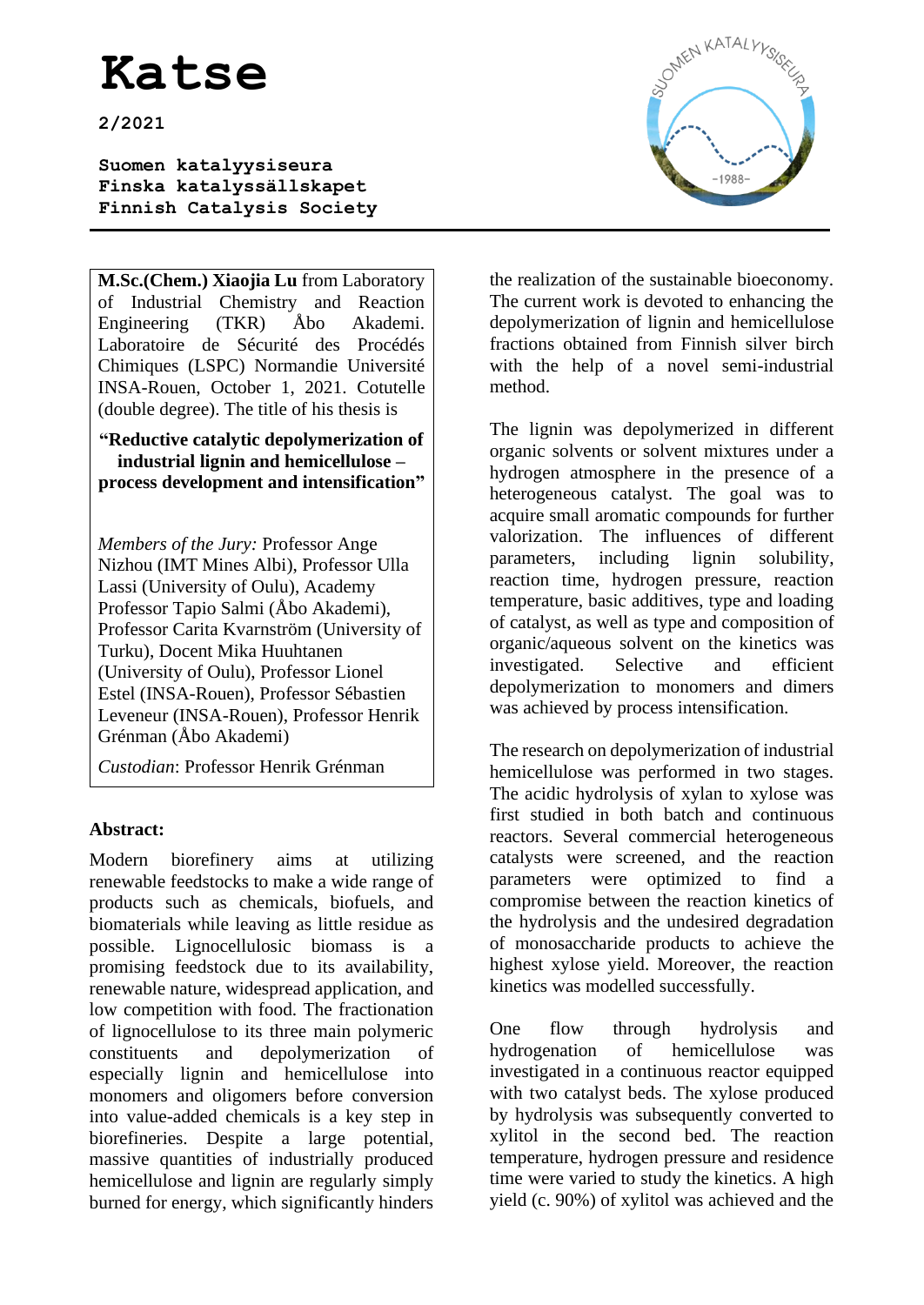**M.Sc.(Chem.) Xiaojia Lu** from Laboratory of Industrial Chemistry and Reaction Engineering (TKR) Åbo Akademi. Laboratoire de Sécurité des Procédés Chimiques (LSPC) Normandie Université INSA-Rouen, October 1, 2021. Cotutelle (double degree). The title of his thesis is

**"Reductive catalytic depolymerization of industrial lignin and hemicellulose – process development and intensification"**

*Members of the Jury:* Professor Ange Nizhou (IMT Mines Albi), Professor Ulla Lassi (University of Oulu), Academy Professor Tapio Salmi (Åbo Akademi), Professor Carita Kvarnström (University of Turku), Docent Mika Huuhtanen (University of Oulu), Professor Lionel Estel (INSA-Rouen), Professor Sébastien Leveneur (INSA-Rouen), Professor Henrik Grénman (Åbo Akademi)

*Custodian*: Professor Henrik Grénman

**Abstract:**

Modern biorefinery aims at utilizing renewable feedstocks to make a wide range of products such as chemicals, biofuels, and biomaterials while leaving as little residue as possible. Lignocellulosic biomass is a promising feedstock due to its availability, renewable nature, widespread application, and low competition with food. The fractionation of lignocellulose to its three main polymeric constituents and depolymerization of especially lignin and hemicellulose into monomers and oligomers before conversion into value-added chemicals is a key step in biorefineries. Despite a large potential, massive quantities of industrially produced hemicellulose and lignin are regularly simply burned for energy, which significantly hinders the realization of the sustainable bioeconomy. The current work is devoted to enhancing the depolymerization of lignin and hemicellulose fractions obtained from Finnish silver birch with the help of a novel semi-industrial method.

The lignin was depolymerized in different organic solvents or solvent mixtures under a hydrogen atmosphere in the presence of a heterogeneous catalyst. The goal was to acquire small aromatic compounds for further valorization. The influences of different parameters, including lignin solubility, reaction time, hydrogen pressure, reaction temperature, basic additives, type and loading of catalyst, as well as type and composition of organic/aqueous solvent on the kinetics was investigated. Selective and efficient depolymerization to monomers and dimers was achieved by process intensification.

The research on depolymerization of industrial hemicellulose was performed in two stages. The acidic hydrolysis of xylan to xylose was first studied in both batch and continuous reactors. Several commercial heterogeneous catalysts were screened, and the reaction parameters were optimized to find a compromise between the reaction kinetics of the hydrolysis and the undesired degradation of monosaccharide products to achieve the highest xylose yield. Moreover, the reaction kinetics was modelled successfully.

One flow through hydrolysis and hydrogenation of hemicellulose was investigated in a continuous reactor equipped with two catalyst beds. The xylose produced by hydrolysis was subsequently converted to xylitol in the second bed. The reaction temperature, hydrogen pressure and residence time were varied to study the kinetics. A high yield (c. 90%) of xylitol was achieved and the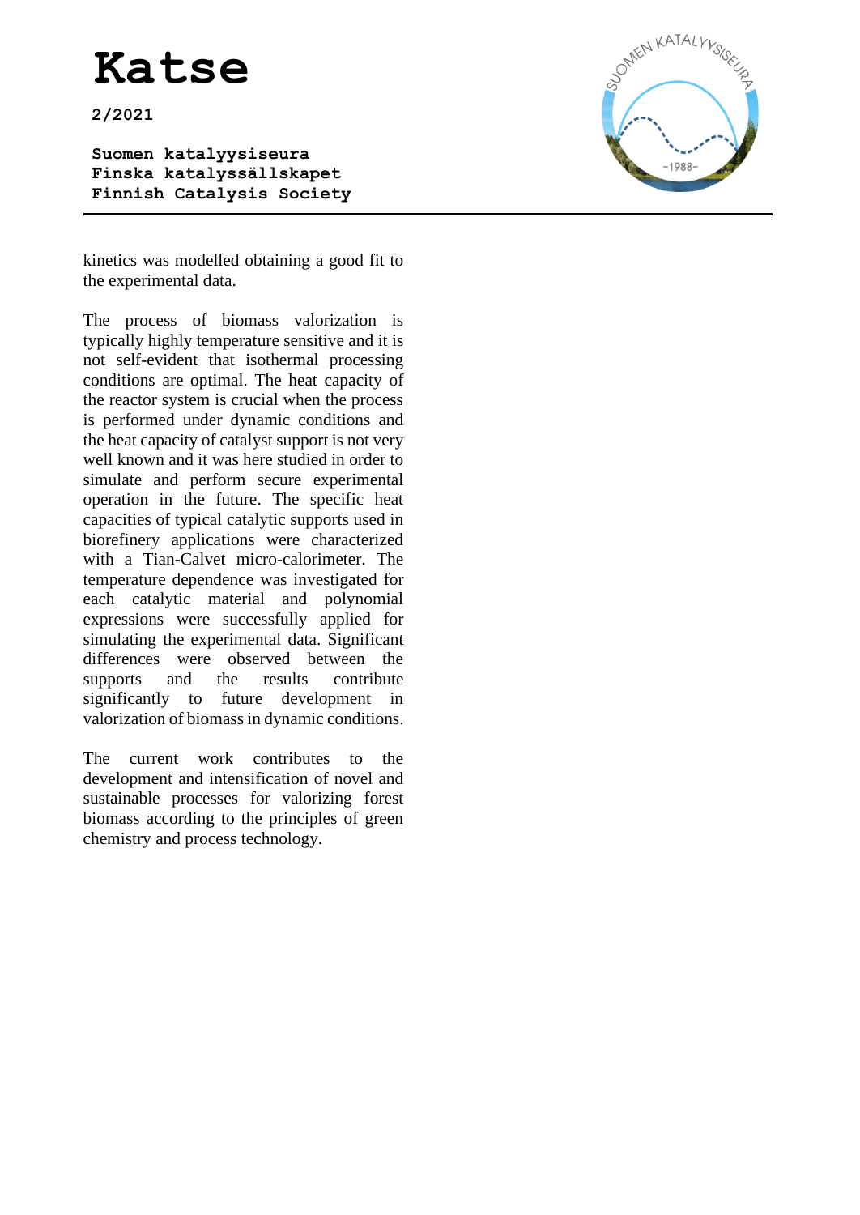kinetics was modelled obtaining a good fit to the experimental data.

The process of biomass valorization is typically highly temperature sensitive and it is not self-evident that isothermal processing conditions are optimal. The heat capacity of the reactor system is crucial when the process is performed under dynamic conditions and the heat capacity of catalyst support is not very well known and it was here studied in order to simulate and perform secure experimental operation in the future. The specific heat capacities of typical catalytic supports used in biorefinery applications were characterized with a Tian-Calvet micro-calorimeter. The temperature dependence was investigated for each catalytic material and polynomial expressions were successfully applied for simulating the experimental data. Significant differences were observed between the supports and the results contribute significantly to future development in valorization of biomass in dynamic conditions.

The current work contributes to the development and intensification of novel and sustainable processes for valorizing forest biomass according to the principles of green chemistry and process technology.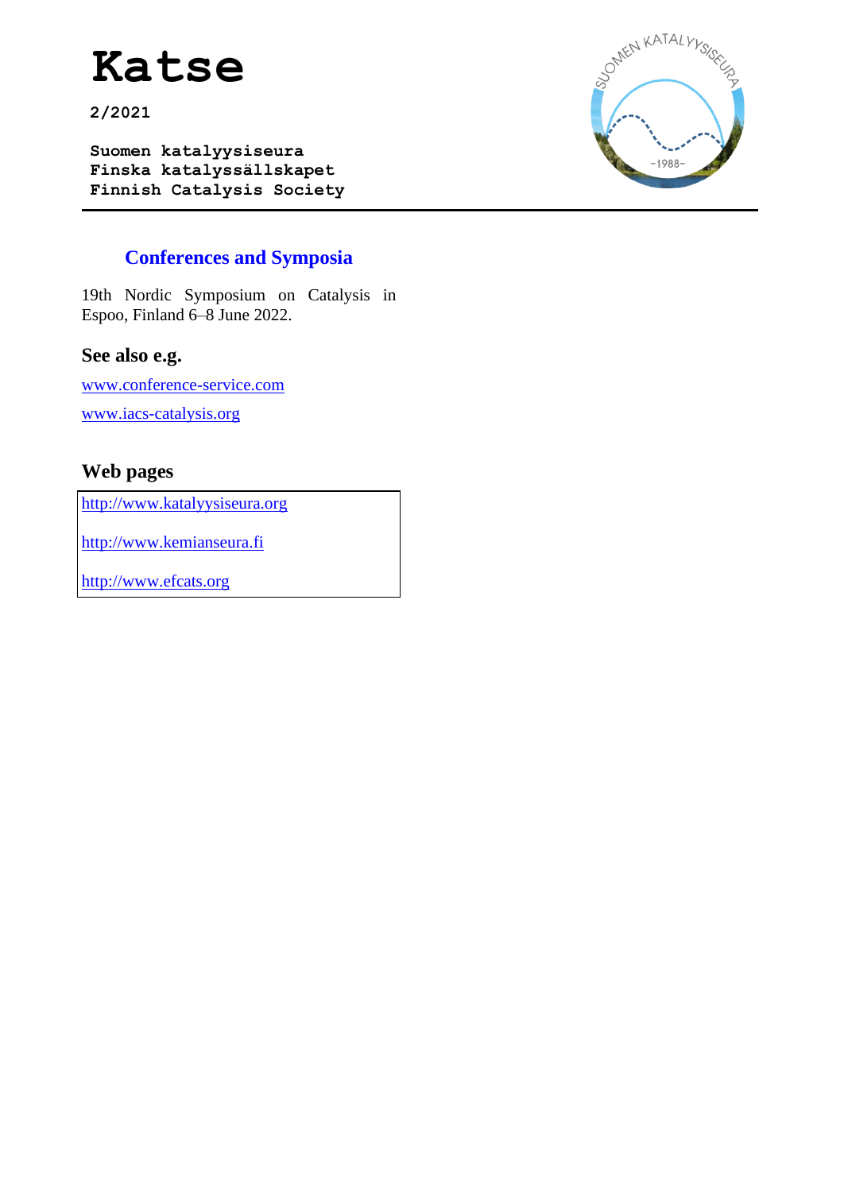# Katse

**2/2021**

**Suomen katalyysiseura**
**Finska katalyssällskapet**
**Finnish Catalysis Society**

## Conferences and Symposia

19th Nordic Symposium on Catalysis in Espoo, Finland 6–8 June 2022.

### See also e.g.

www.conference-service.com

www.iacs-catalysis.org

### Web pages

http://www.katalyysiseura.org

http://www.kemianseura.fi

http://www.efcats.org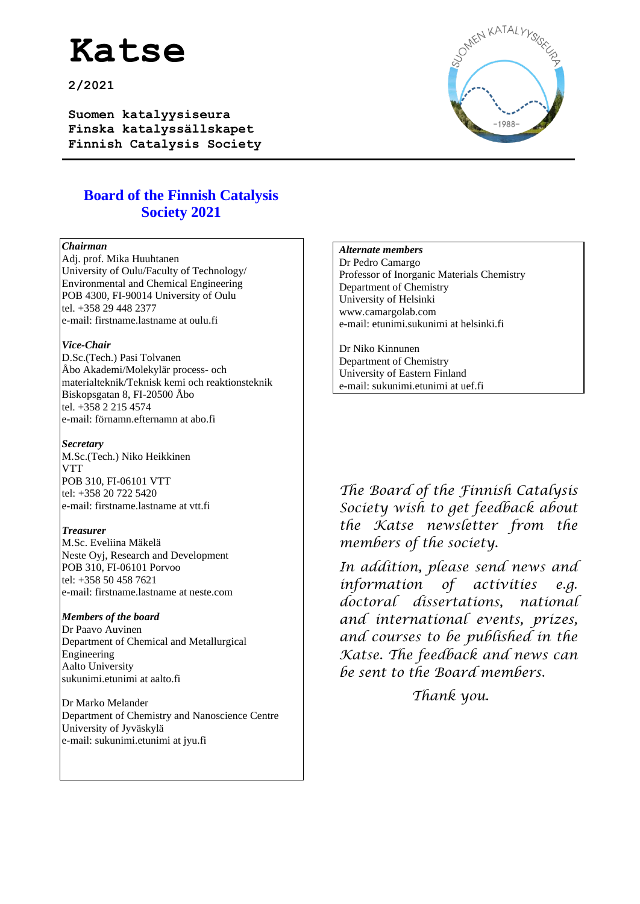# Katse

**2/2021**

**Suomen katalyysiseura**
**Finska katalyssällskapet**
**Finnish Catalysis Society**

## Board of the Finnish Catalysis Society 2021

***Chairman***
Adj. prof. Mika Huuhtanen
University of Oulu/Faculty of Technology/
Environmental and Chemical Engineering
POB 4300, FI-90014 University of Oulu
tel. +358 29 448 2377
e-mail: firstname.lastname at oulu.fi

***Vice-Chair***
D.Sc.(Tech.) Pasi Tolvanen
Åbo Akademi/Molekylär process- och materialteknik/Teknisk kemi och reaktionsteknik
Biskopsgatan 8, FI-20500 Åbo
tel. +358 2 215 4574
e-mail: förnamn.efternamn at abo.fi

***Secretary***
M.Sc.(Tech.) Niko Heikkinen
VTT
POB 310, FI-06101 VTT
tel: +358 20 722 5420
e-mail: firstname.lastname at vtt.fi

***Treasurer***
M.Sc. Eveliina Mäkelä
Neste Oyj, Research and Development
POB 310, FI-06101 Porvoo
tel: +358 50 458 7621
e-mail: firstname.lastname at neste.com

***Members of the board***
Dr Paavo Auvinen
Department of Chemical and Metallurgical Engineering
Aalto University
sukunimi.etunimi at aalto.fi

Dr Marko Melander
Department of Chemistry and Nanoscience Centre
University of Jyväskylä
e-mail: sukunimi.etunimi at jyu.fi

***Alternate members***
Dr Pedro Camargo
Professor of Inorganic Materials Chemistry
Department of Chemistry
University of Helsinki
www.camargolab.com
e-mail: etunimi.sukunimi at helsinki.fi

Dr Niko Kinnunen
Department of Chemistry
University of Eastern Finland
e-mail: sukunimi.etunimi at uef.fi

*The Board of the Finnish Catalysis Society wish to get feedback about the Katse newsletter from the members of the society.*

*In addition, please send news and information of activities e.g. doctoral dissertations, national and international events, prizes, and courses to be published in the Katse. The feedback and news can be sent to the Board members.*

*Thank you.*